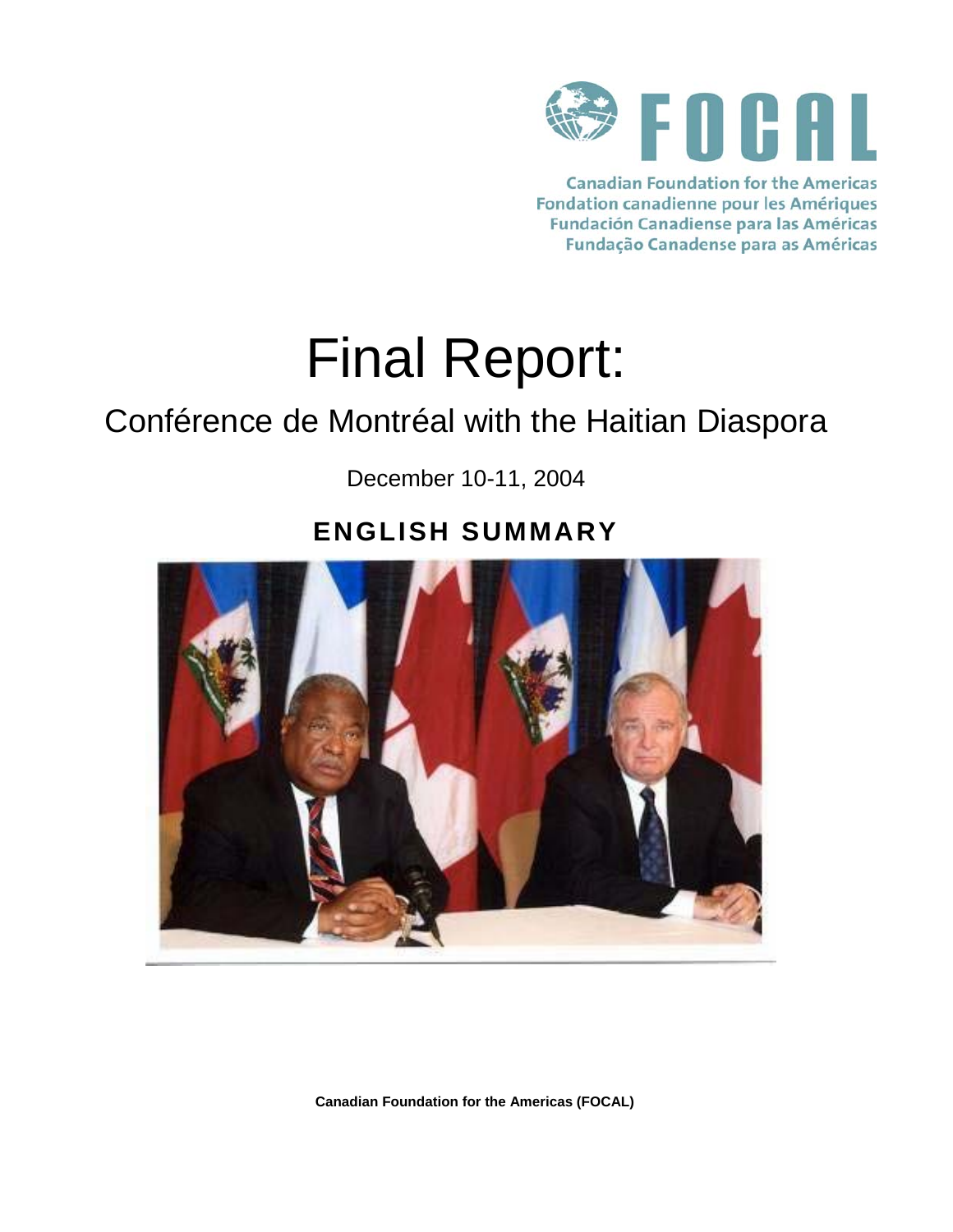FOCAL

Canadian Foundation for the Americas
Fondation canadienne pour les Amériques
Fundación Canadiense para las Américas
Fundação Canadense para as Américas

# Final Report:

## Conférence de Montréal with the Haitian Diaspora

December 10-11, 2004

### ENGLISH SUMMARY

**Canadian Foundation for the Americas (FOCAL)**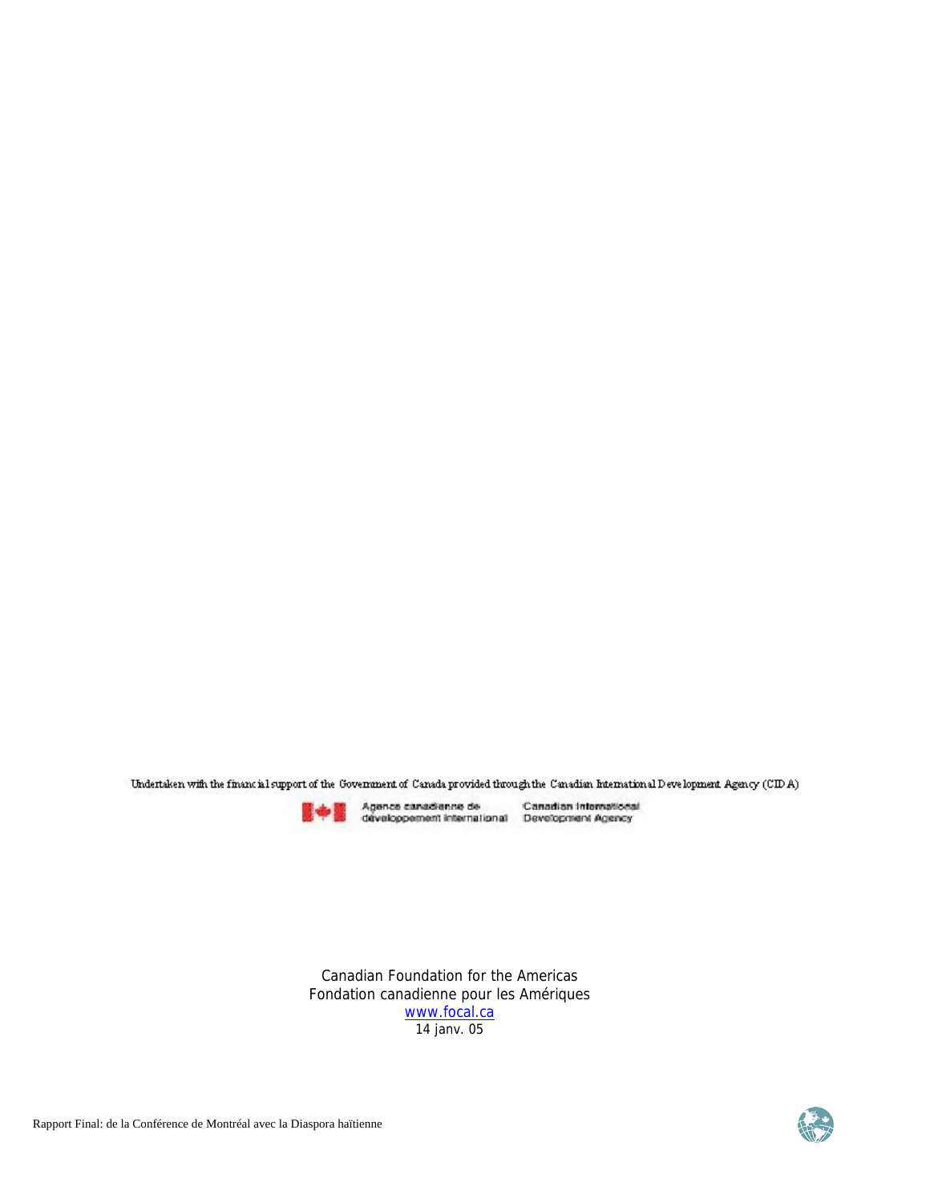Undertaken with the financial support of the Government of Canada provided through the Canadian International Development Agency (CIDA)

Agence canadienne de développement international    Canadian International Development Agency

Canadian Foundation for the Americas
Fondation canadienne pour les Amériques
www.focal.ca
14 janv. 05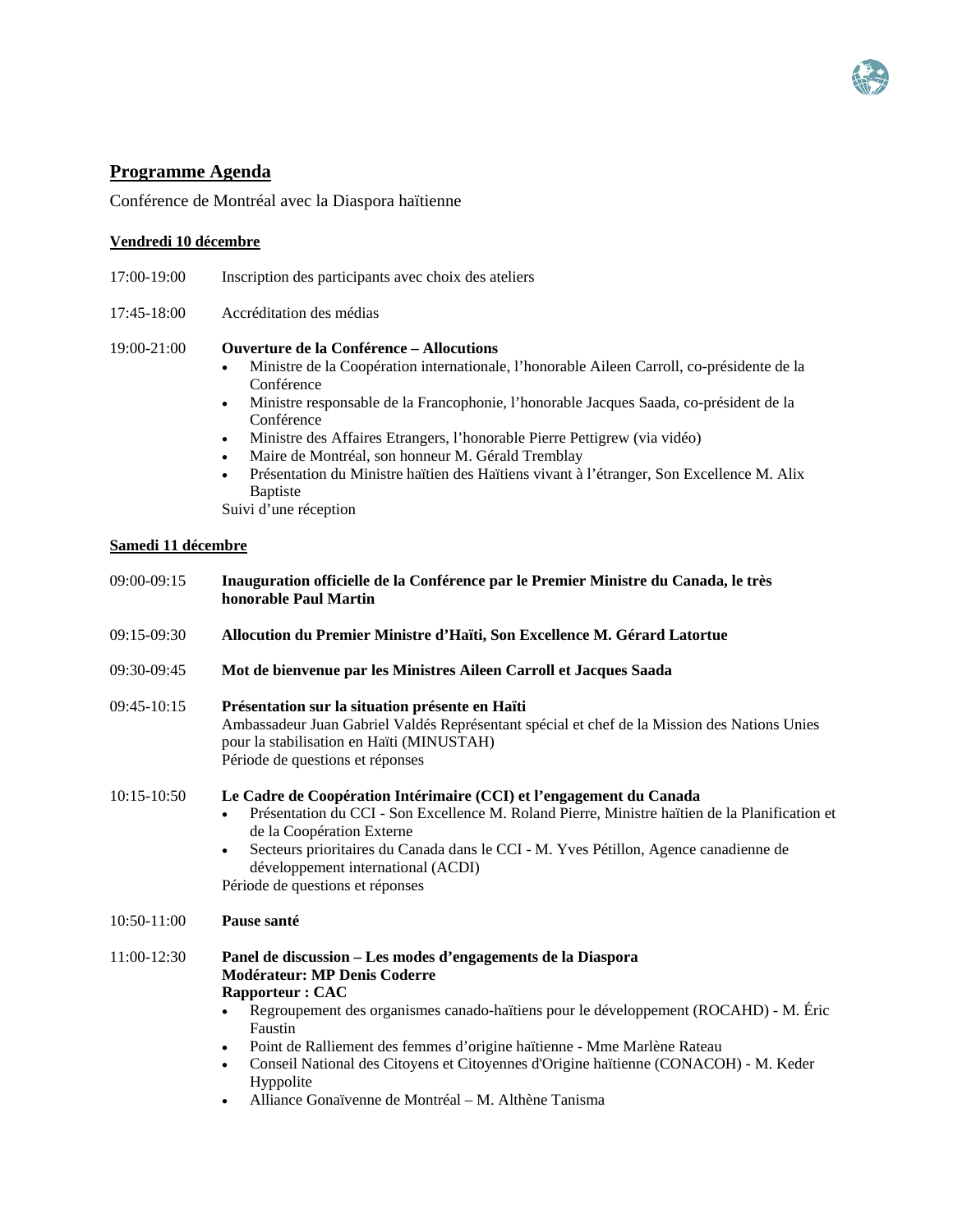## Programme Agenda

Conférence de Montréal avec la Diaspora haïtienne

### Vendredi 10 décembre

17:00-19:00 Inscription des participants avec choix des ateliers

17:45-18:00 Accréditation des médias

19:00-21:00 **Ouverture de la Conférence – Allocutions**

- Ministre de la Coopération internationale, l'honorable Aileen Carroll, co-présidente de la Conférence
- Ministre responsable de la Francophonie, l'honorable Jacques Saada, co-président de la Conférence
- Ministre des Affaires Etrangers, l'honorable Pierre Pettigrew (via vidéo)
- Maire de Montréal, son honneur M. Gérald Tremblay
- Présentation du Ministre haïtien des Haïtiens vivant à l'étranger, Son Excellence M. Alix Baptiste

Suivi d'une réception

### Samedi 11 décembre

09:00-09:15 **Inauguration officielle de la Conférence par le Premier Ministre du Canada, le très honorable Paul Martin**

09:15-09:30 **Allocution du Premier Ministre d'Haïti, Son Excellence M. Gérard Latortue**

09:30-09:45 **Mot de bienvenue par les Ministres Aileen Carroll et Jacques Saada**

09:45-10:15 **Présentation sur la situation présente en Haïti**
Ambassadeur Juan Gabriel Valdés Représentant spécial et chef de la Mission des Nations Unies pour la stabilisation en Haïti (MINUSTAH)
Période de questions et réponses

10:15-10:50 **Le Cadre de Coopération Intérimaire (CCI) et l'engagement du Canada**

- Présentation du CCI - Son Excellence M. Roland Pierre, Ministre haïtien de la Planification et de la Coopération Externe
- Secteurs prioritaires du Canada dans le CCI - M. Yves Pétillon, Agence canadienne de développement international (ACDI)

Période de questions et réponses

10:50-11:00 **Pause santé**

11:00-12:30 **Panel de discussion – Les modes d'engagements de la Diaspora**
**Modérateur: MP Denis Coderre**
**Rapporteur : CAC**

- Regroupement des organismes canado-haïtiens pour le développement (ROCAHD) - M. Éric Faustin
- Point de Ralliement des femmes d'origine haïtienne - Mme Marlène Rateau
- Conseil National des Citoyens et Citoyennes d'Origine haïtienne (CONACOH) - M. Keder Hyppolite
- Alliance Gonaïvenne de Montréal – M. Althène Tanisma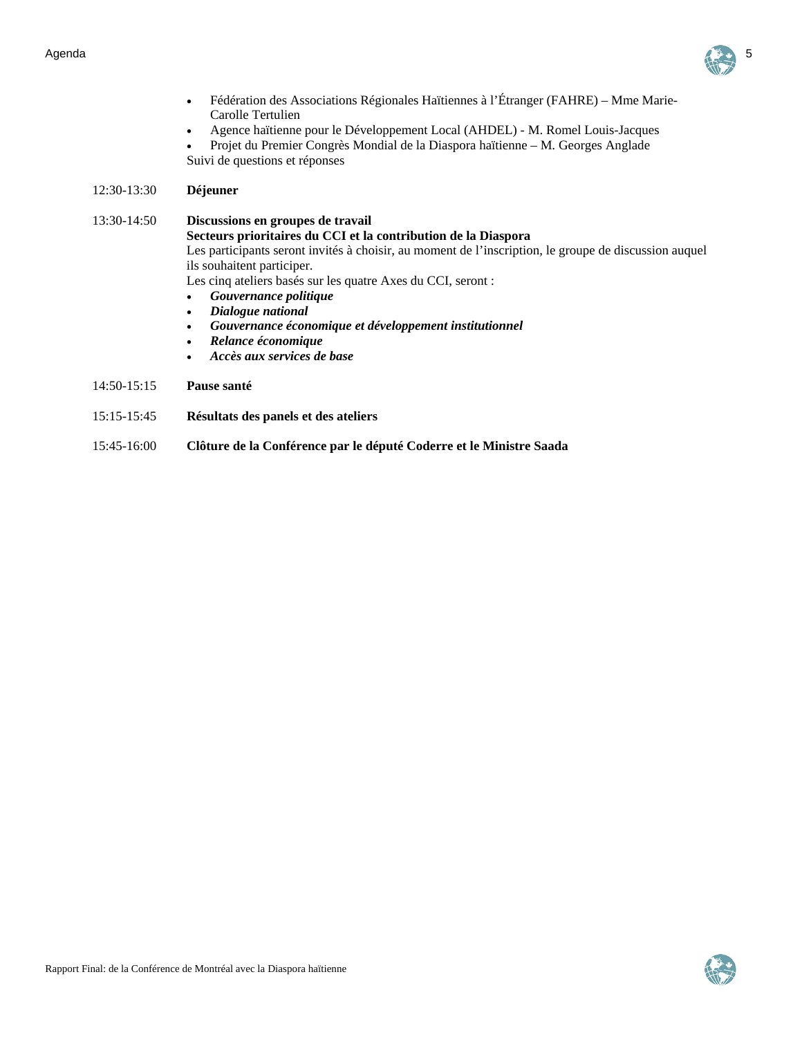- Fédération des Associations Régionales Haïtiennes à l'Étranger (FAHRE) – Mme Marie-Carolle Tertulien
- Agence haïtienne pour le Développement Local (AHDEL) - M. Romel Louis-Jacques
- Projet du Premier Congrès Mondial de la Diaspora haïtienne – M. Georges Anglade

Suivi de questions et réponses

12:30-13:30 **Déjeuner**

13:30-14:50 **Discussions en groupes de travail**
**Secteurs prioritaires du CCI et la contribution de la Diaspora**
Les participants seront invités à choisir, au moment de l'inscription, le groupe de discussion auquel ils souhaitent participer.
Les cinq ateliers basés sur les quatre Axes du CCI, seront :

- ***Gouvernance politique***
- ***Dialogue national***
- ***Gouvernance économique et développement institutionnel***
- ***Relance économique***
- ***Accès aux services de base***

14:50-15:15 **Pause santé**

15:15-15:45 **Résultats des panels et des ateliers**

15:45-16:00 **Clôture de la Conférence par le député Coderre et le Ministre Saada**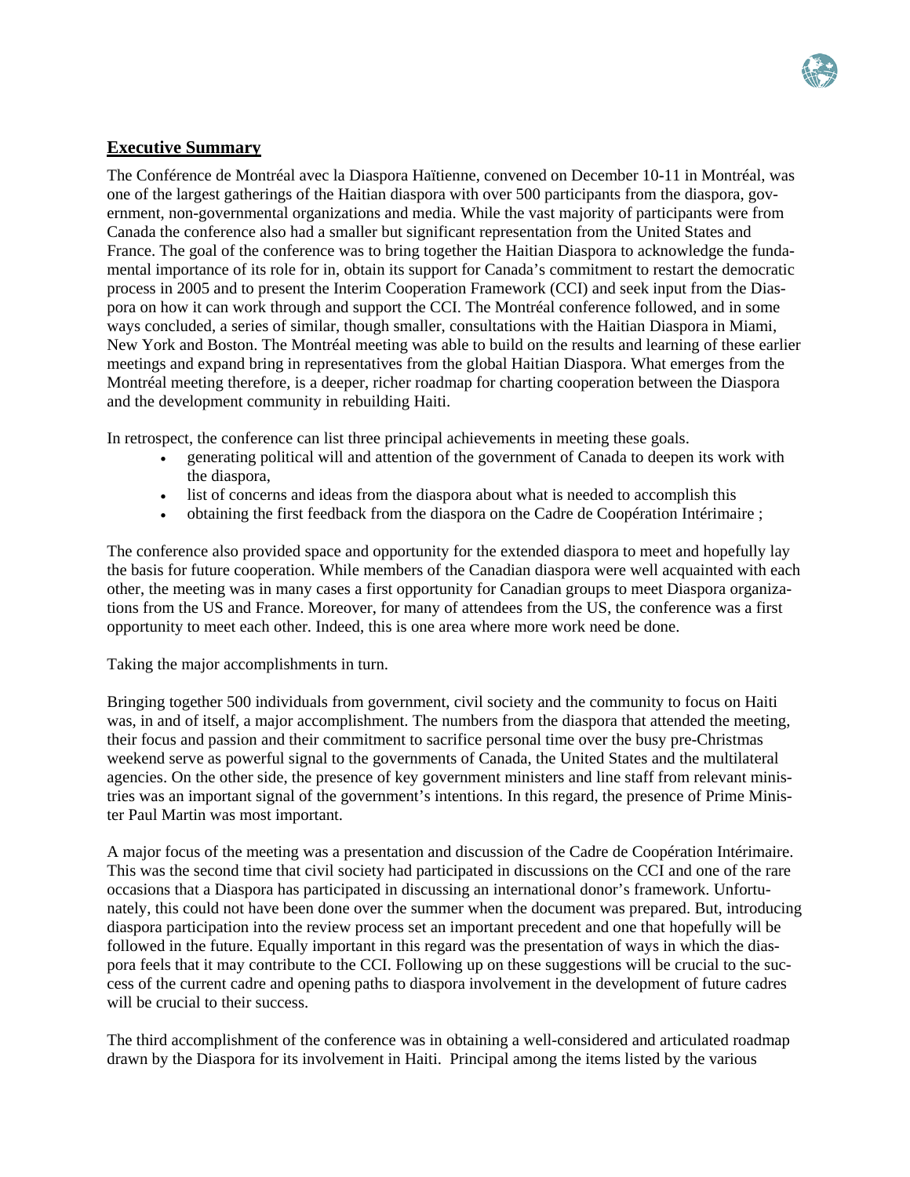## Executive Summary

The Conférence de Montréal avec la Diaspora Haïtienne, convened on December 10-11 in Montréal, was one of the largest gatherings of the Haitian diaspora with over 500 participants from the diaspora, government, non-governmental organizations and media. While the vast majority of participants were from Canada the conference also had a smaller but significant representation from the United States and France. The goal of the conference was to bring together the Haitian Diaspora to acknowledge the fundamental importance of its role for in, obtain its support for Canada's commitment to restart the democratic process in 2005 and to present the Interim Cooperation Framework (CCI) and seek input from the Diaspora on how it can work through and support the CCI. The Montréal conference followed, and in some ways concluded, a series of similar, though smaller, consultations with the Haitian Diaspora in Miami, New York and Boston. The Montréal meeting was able to build on the results and learning of these earlier meetings and expand bring in representatives from the global Haitian Diaspora. What emerges from the Montréal meeting therefore, is a deeper, richer roadmap for charting cooperation between the Diaspora and the development community in rebuilding Haiti.

In retrospect, the conference can list three principal achievements in meeting these goals.

- generating political will and attention of the government of Canada to deepen its work with the diaspora,
- list of concerns and ideas from the diaspora about what is needed to accomplish this
- obtaining the first feedback from the diaspora on the Cadre de Coopération Intérimaire ;

The conference also provided space and opportunity for the extended diaspora to meet and hopefully lay the basis for future cooperation. While members of the Canadian diaspora were well acquainted with each other, the meeting was in many cases a first opportunity for Canadian groups to meet Diaspora organizations from the US and France. Moreover, for many of attendees from the US, the conference was a first opportunity to meet each other. Indeed, this is one area where more work need be done.

Taking the major accomplishments in turn.

Bringing together 500 individuals from government, civil society and the community to focus on Haiti was, in and of itself, a major accomplishment. The numbers from the diaspora that attended the meeting, their focus and passion and their commitment to sacrifice personal time over the busy pre-Christmas weekend serve as powerful signal to the governments of Canada, the United States and the multilateral agencies. On the other side, the presence of key government ministers and line staff from relevant ministries was an important signal of the government's intentions. In this regard, the presence of Prime Minister Paul Martin was most important.

A major focus of the meeting was a presentation and discussion of the Cadre de Coopération Intérimaire. This was the second time that civil society had participated in discussions on the CCI and one of the rare occasions that a Diaspora has participated in discussing an international donor's framework. Unfortunately, this could not have been done over the summer when the document was prepared. But, introducing diaspora participation into the review process set an important precedent and one that hopefully will be followed in the future. Equally important in this regard was the presentation of ways in which the diaspora feels that it may contribute to the CCI. Following up on these suggestions will be crucial to the success of the current cadre and opening paths to diaspora involvement in the development of future cadres will be crucial to their success.

The third accomplishment of the conference was in obtaining a well-considered and articulated roadmap drawn by the Diaspora for its involvement in Haiti. Principal among the items listed by the various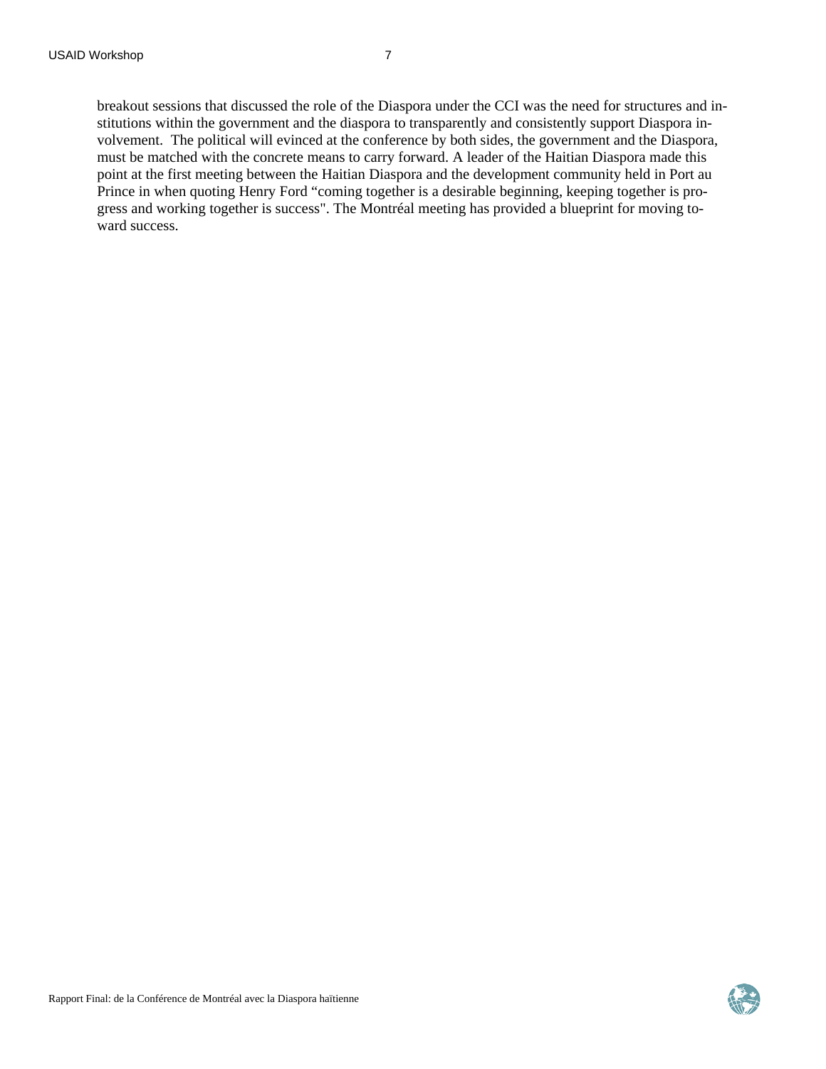breakout sessions that discussed the role of the Diaspora under the CCI was the need for structures and institutions within the government and the diaspora to transparently and consistently support Diaspora involvement. The political will evinced at the conference by both sides, the government and the Diaspora, must be matched with the concrete means to carry forward. A leader of the Haitian Diaspora made this point at the first meeting between the Haitian Diaspora and the development community held in Port au Prince in when quoting Henry Ford "coming together is a desirable beginning, keeping together is progress and working together is success". The Montréal meeting has provided a blueprint for moving toward success.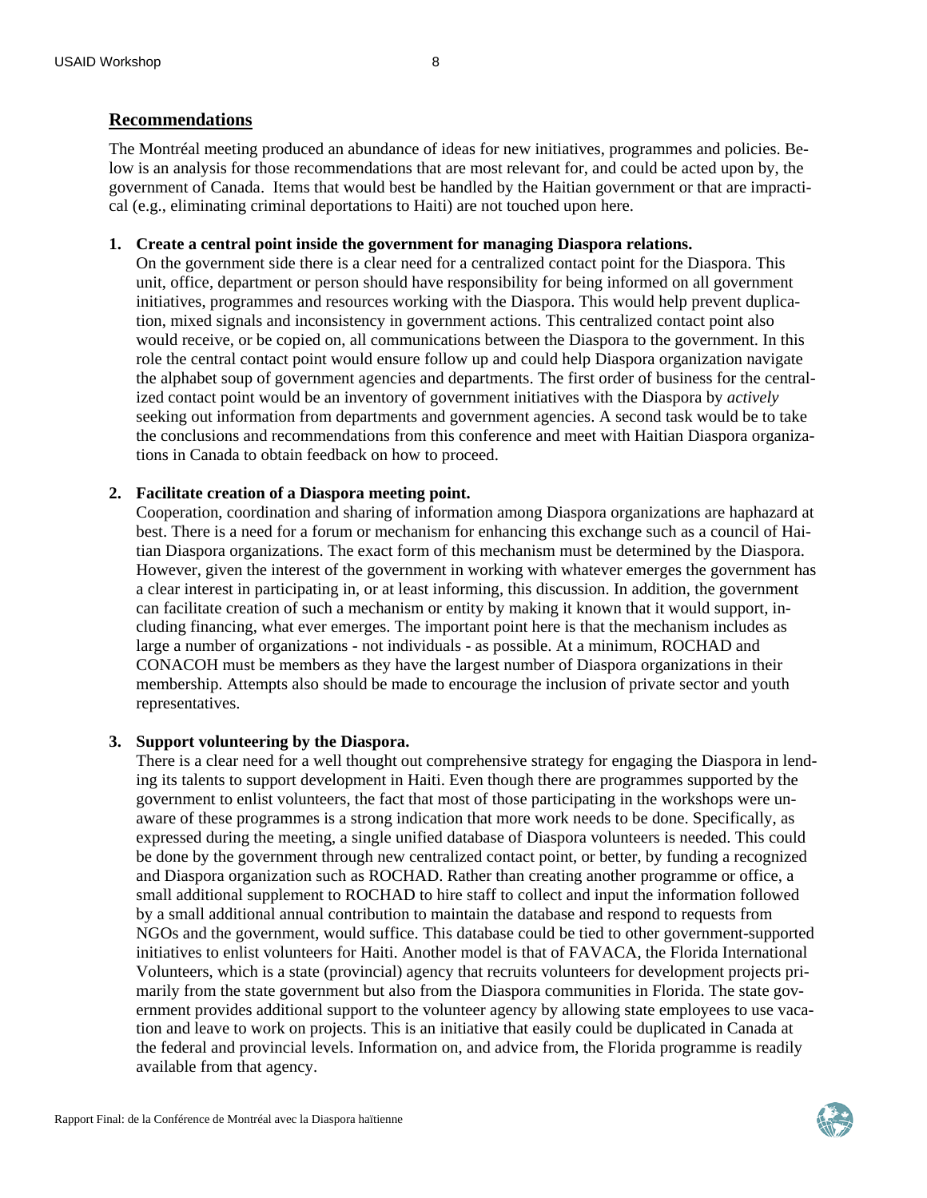## Recommendations

The Montréal meeting produced an abundance of ideas for new initiatives, programmes and policies. Below is an analysis for those recommendations that are most relevant for, and could be acted upon by, the government of Canada. Items that would best be handled by the Haitian government or that are impractical (e.g., eliminating criminal deportations to Haiti) are not touched upon here.

1. **Create a central point inside the government for managing Diaspora relations.**
   On the government side there is a clear need for a centralized contact point for the Diaspora. This unit, office, department or person should have responsibility for being informed on all government initiatives, programmes and resources working with the Diaspora. This would help prevent duplication, mixed signals and inconsistency in government actions. This centralized contact point also would receive, or be copied on, all communications between the Diaspora to the government. In this role the central contact point would ensure follow up and could help Diaspora organization navigate the alphabet soup of government agencies and departments. The first order of business for the centralized contact point would be an inventory of government initiatives with the Diaspora by *actively* seeking out information from departments and government agencies. A second task would be to take the conclusions and recommendations from this conference and meet with Haitian Diaspora organizations in Canada to obtain feedback on how to proceed.

2. **Facilitate creation of a Diaspora meeting point.**
   Cooperation, coordination and sharing of information among Diaspora organizations are haphazard at best. There is a need for a forum or mechanism for enhancing this exchange such as a council of Haitian Diaspora organizations. The exact form of this mechanism must be determined by the Diaspora. However, given the interest of the government in working with whatever emerges the government has a clear interest in participating in, or at least informing, this discussion. In addition, the government can facilitate creation of such a mechanism or entity by making it known that it would support, including financing, what ever emerges. The important point here is that the mechanism includes as large a number of organizations - not individuals - as possible. At a minimum, ROCHAD and CONACOH must be members as they have the largest number of Diaspora organizations in their membership. Attempts also should be made to encourage the inclusion of private sector and youth representatives.

3. **Support volunteering by the Diaspora.**
   There is a clear need for a well thought out comprehensive strategy for engaging the Diaspora in lending its talents to support development in Haiti. Even though there are programmes supported by the government to enlist volunteers, the fact that most of those participating in the workshops were unaware of these programmes is a strong indication that more work needs to be done. Specifically, as expressed during the meeting, a single unified database of Diaspora volunteers is needed. This could be done by the government through new centralized contact point, or better, by funding a recognized and Diaspora organization such as ROCHAD. Rather than creating another programme or office, a small additional supplement to ROCHAD to hire staff to collect and input the information followed by a small additional annual contribution to maintain the database and respond to requests from NGOs and the government, would suffice. This database could be tied to other government-supported initiatives to enlist volunteers for Haiti. Another model is that of FAVACA, the Florida International Volunteers, which is a state (provincial) agency that recruits volunteers for development projects primarily from the state government but also from the Diaspora communities in Florida. The state government provides additional support to the volunteer agency by allowing state employees to use vacation and leave to work on projects. This is an initiative that easily could be duplicated in Canada at the federal and provincial levels. Information on, and advice from, the Florida programme is readily available from that agency.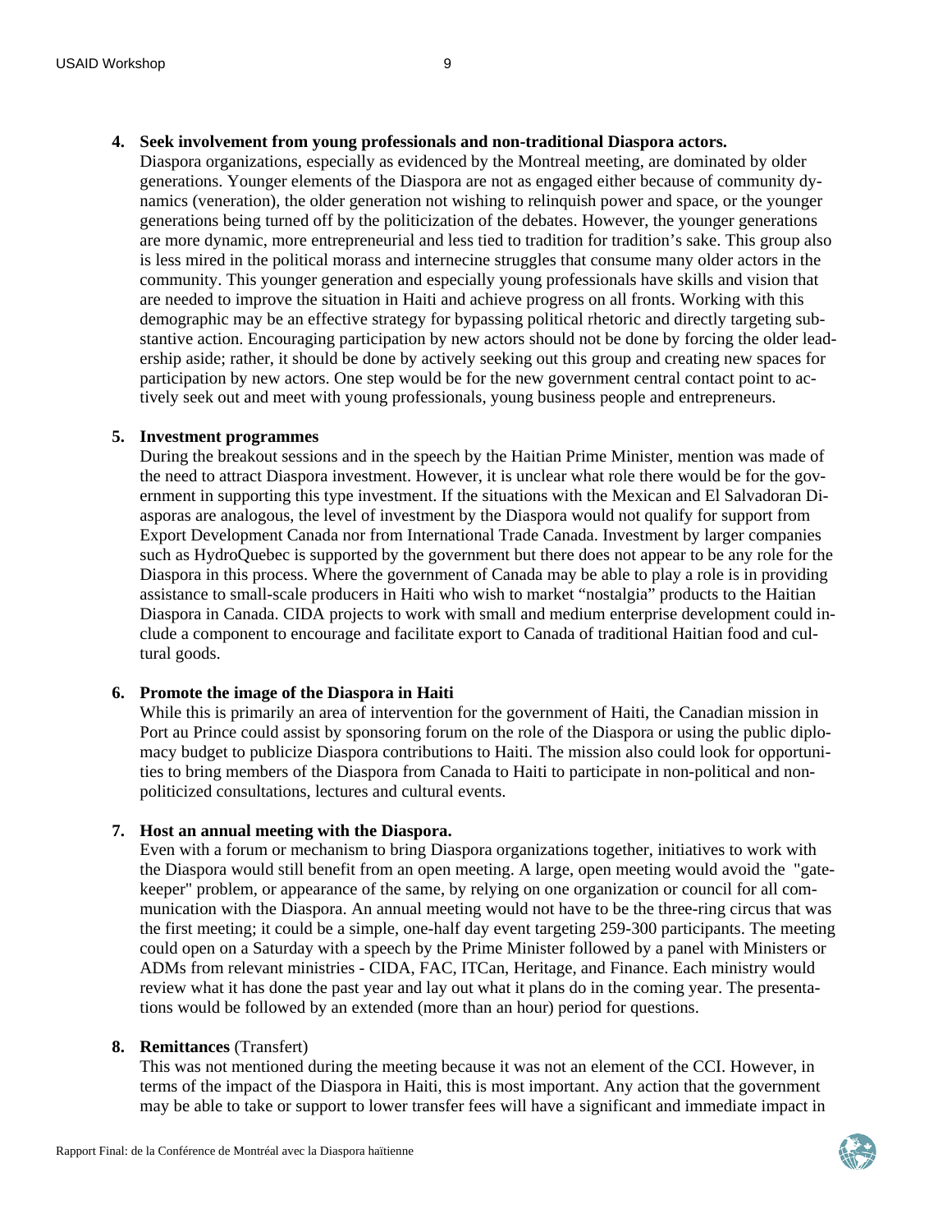4. **Seek involvement from young professionals and non-traditional Diaspora actors.**
   Diaspora organizations, especially as evidenced by the Montreal meeting, are dominated by older generations. Younger elements of the Diaspora are not as engaged either because of community dynamics (veneration), the older generation not wishing to relinquish power and space, or the younger generations being turned off by the politicization of the debates. However, the younger generations are more dynamic, more entrepreneurial and less tied to tradition for tradition's sake. This group also is less mired in the political morass and internecine struggles that consume many older actors in the community. This younger generation and especially young professionals have skills and vision that are needed to improve the situation in Haiti and achieve progress on all fronts. Working with this demographic may be an effective strategy for bypassing political rhetoric and directly targeting substantive action. Encouraging participation by new actors should not be done by forcing the older leadership aside; rather, it should be done by actively seeking out this group and creating new spaces for participation by new actors. One step would be for the new government central contact point to actively seek out and meet with young professionals, young business people and entrepreneurs.

5. **Investment programmes**
   During the breakout sessions and in the speech by the Haitian Prime Minister, mention was made of the need to attract Diaspora investment. However, it is unclear what role there would be for the government in supporting this type investment. If the situations with the Mexican and El Salvadoran Diasporas are analogous, the level of investment by the Diaspora would not qualify for support from Export Development Canada nor from International Trade Canada. Investment by larger companies such as HydroQuebec is supported by the government but there does not appear to be any role for the Diaspora in this process. Where the government of Canada may be able to play a role is in providing assistance to small-scale producers in Haiti who wish to market "nostalgia" products to the Haitian Diaspora in Canada. CIDA projects to work with small and medium enterprise development could include a component to encourage and facilitate export to Canada of traditional Haitian food and cultural goods.

6. **Promote the image of the Diaspora in Haiti**
   While this is primarily an area of intervention for the government of Haiti, the Canadian mission in Port au Prince could assist by sponsoring forum on the role of the Diaspora or using the public diplomacy budget to publicize Diaspora contributions to Haiti. The mission also could look for opportunities to bring members of the Diaspora from Canada to Haiti to participate in non-political and non-politicized consultations, lectures and cultural events.

7. **Host an annual meeting with the Diaspora.**
   Even with a forum or mechanism to bring Diaspora organizations together, initiatives to work with the Diaspora would still benefit from an open meeting. A large, open meeting would avoid the "gatekeeper" problem, or appearance of the same, by relying on one organization or council for all communication with the Diaspora. An annual meeting would not have to be the three-ring circus that was the first meeting; it could be a simple, one-half day event targeting 259-300 participants. The meeting could open on a Saturday with a speech by the Prime Minister followed by a panel with Ministers or ADMs from relevant ministries - CIDA, FAC, ITCan, Heritage, and Finance. Each ministry would review what it has done the past year and lay out what it plans do in the coming year. The presentations would be followed by an extended (more than an hour) period for questions.

8. **Remittances** (Transfert)
   This was not mentioned during the meeting because it was not an element of the CCI. However, in terms of the impact of the Diaspora in Haiti, this is most important. Any action that the government may be able to take or support to lower transfer fees will have a significant and immediate impact in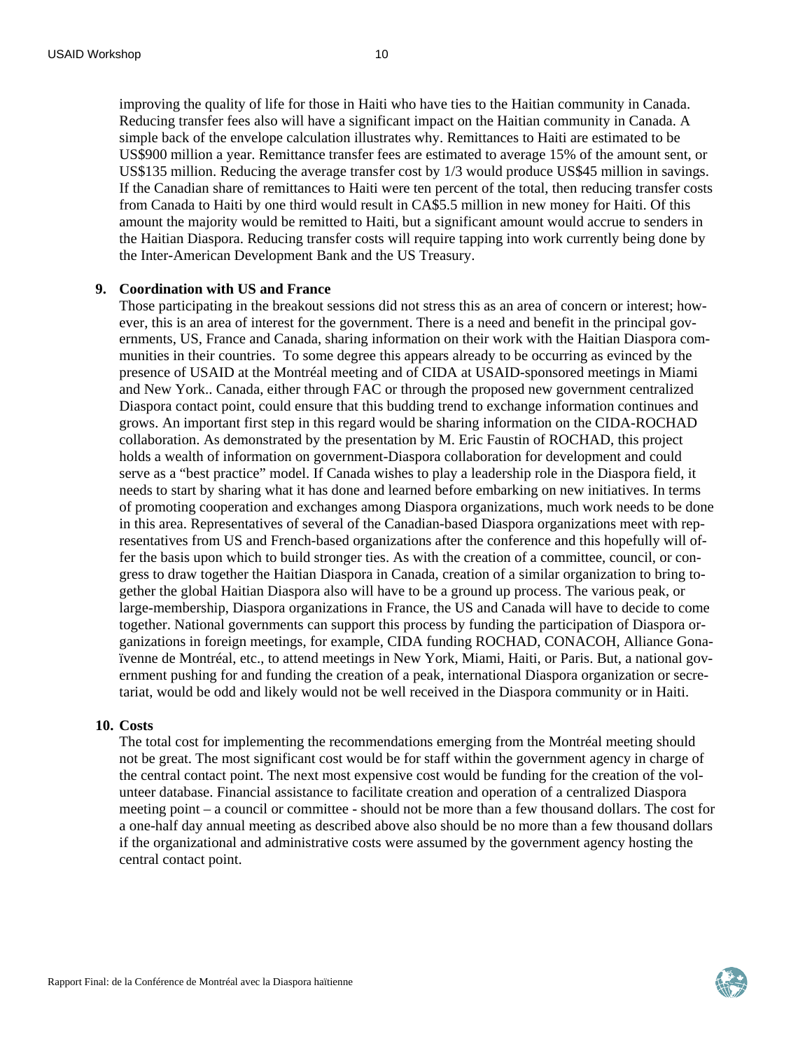improving the quality of life for those in Haiti who have ties to the Haitian community in Canada. Reducing transfer fees also will have a significant impact on the Haitian community in Canada. A simple back of the envelope calculation illustrates why. Remittances to Haiti are estimated to be US$900 million a year. Remittance transfer fees are estimated to average 15% of the amount sent, or US$135 million. Reducing the average transfer cost by 1/3 would produce US$45 million in savings. If the Canadian share of remittances to Haiti were ten percent of the total, then reducing transfer costs from Canada to Haiti by one third would result in CA$5.5 million in new money for Haiti. Of this amount the majority would be remitted to Haiti, but a significant amount would accrue to senders in the Haitian Diaspora. Reducing transfer costs will require tapping into work currently being done by the Inter-American Development Bank and the US Treasury.

9. **Coordination with US and France**

   Those participating in the breakout sessions did not stress this as an area of concern or interest; however, this is an area of interest for the government. There is a need and benefit in the principal governments, US, France and Canada, sharing information on their work with the Haitian Diaspora communities in their countries. To some degree this appears already to be occurring as evinced by the presence of USAID at the Montréal meeting and of CIDA at USAID-sponsored meetings in Miami and New York.. Canada, either through FAC or through the proposed new government centralized Diaspora contact point, could ensure that this budding trend to exchange information continues and grows. An important first step in this regard would be sharing information on the CIDA-ROCHAD collaboration. As demonstrated by the presentation by M. Eric Faustin of ROCHAD, this project holds a wealth of information on government-Diaspora collaboration for development and could serve as a "best practice" model. If Canada wishes to play a leadership role in the Diaspora field, it needs to start by sharing what it has done and learned before embarking on new initiatives. In terms of promoting cooperation and exchanges among Diaspora organizations, much work needs to be done in this area. Representatives of several of the Canadian-based Diaspora organizations meet with representatives from US and French-based organizations after the conference and this hopefully will offer the basis upon which to build stronger ties. As with the creation of a committee, council, or congress to draw together the Haitian Diaspora in Canada, creation of a similar organization to bring together the global Haitian Diaspora also will have to be a ground up process. The various peak, or large-membership, Diaspora organizations in France, the US and Canada will have to decide to come together. National governments can support this process by funding the participation of Diaspora organizations in foreign meetings, for example, CIDA funding ROCHAD, CONACOH, Alliance Gonaïvenne de Montréal, etc., to attend meetings in New York, Miami, Haiti, or Paris. But, a national government pushing for and funding the creation of a peak, international Diaspora organization or secretariat, would be odd and likely would not be well received in the Diaspora community or in Haiti.

10. **Costs**

    The total cost for implementing the recommendations emerging from the Montréal meeting should not be great. The most significant cost would be for staff within the government agency in charge of the central contact point. The next most expensive cost would be funding for the creation of the volunteer database. Financial assistance to facilitate creation and operation of a centralized Diaspora meeting point – a council or committee - should not be more than a few thousand dollars. The cost for a one-half day annual meeting as described above also should be no more than a few thousand dollars if the organizational and administrative costs were assumed by the government agency hosting the central contact point.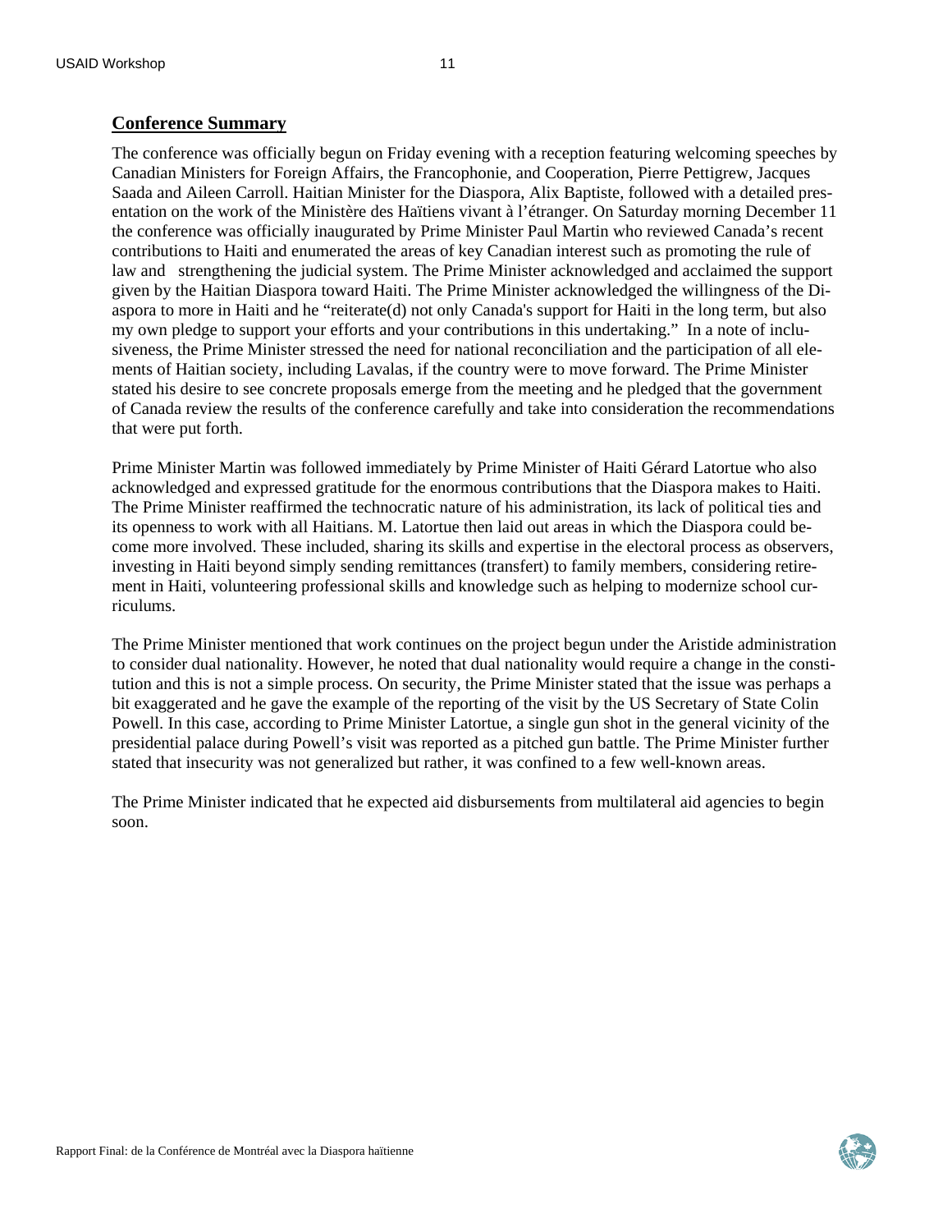## Conference Summary

The conference was officially begun on Friday evening with a reception featuring welcoming speeches by Canadian Ministers for Foreign Affairs, the Francophonie, and Cooperation, Pierre Pettigrew, Jacques Saada and Aileen Carroll. Haitian Minister for the Diaspora, Alix Baptiste, followed with a detailed presentation on the work of the Ministère des Haïtiens vivant à l'étranger. On Saturday morning December 11 the conference was officially inaugurated by Prime Minister Paul Martin who reviewed Canada's recent contributions to Haiti and enumerated the areas of key Canadian interest such as promoting the rule of law and strengthening the judicial system. The Prime Minister acknowledged and acclaimed the support given by the Haitian Diaspora toward Haiti. The Prime Minister acknowledged the willingness of the Diaspora to more in Haiti and he "reiterate(d) not only Canada's support for Haiti in the long term, but also my own pledge to support your efforts and your contributions in this undertaking." In a note of inclusiveness, the Prime Minister stressed the need for national reconciliation and the participation of all elements of Haitian society, including Lavalas, if the country were to move forward. The Prime Minister stated his desire to see concrete proposals emerge from the meeting and he pledged that the government of Canada review the results of the conference carefully and take into consideration the recommendations that were put forth.

Prime Minister Martin was followed immediately by Prime Minister of Haiti Gérard Latortue who also acknowledged and expressed gratitude for the enormous contributions that the Diaspora makes to Haiti. The Prime Minister reaffirmed the technocratic nature of his administration, its lack of political ties and its openness to work with all Haitians. M. Latortue then laid out areas in which the Diaspora could become more involved. These included, sharing its skills and expertise in the electoral process as observers, investing in Haiti beyond simply sending remittances (transfert) to family members, considering retirement in Haiti, volunteering professional skills and knowledge such as helping to modernize school curriculums.

The Prime Minister mentioned that work continues on the project begun under the Aristide administration to consider dual nationality. However, he noted that dual nationality would require a change in the constitution and this is not a simple process. On security, the Prime Minister stated that the issue was perhaps a bit exaggerated and he gave the example of the reporting of the visit by the US Secretary of State Colin Powell. In this case, according to Prime Minister Latortue, a single gun shot in the general vicinity of the presidential palace during Powell's visit was reported as a pitched gun battle. The Prime Minister further stated that insecurity was not generalized but rather, it was confined to a few well-known areas.

The Prime Minister indicated that he expected aid disbursements from multilateral aid agencies to begin soon.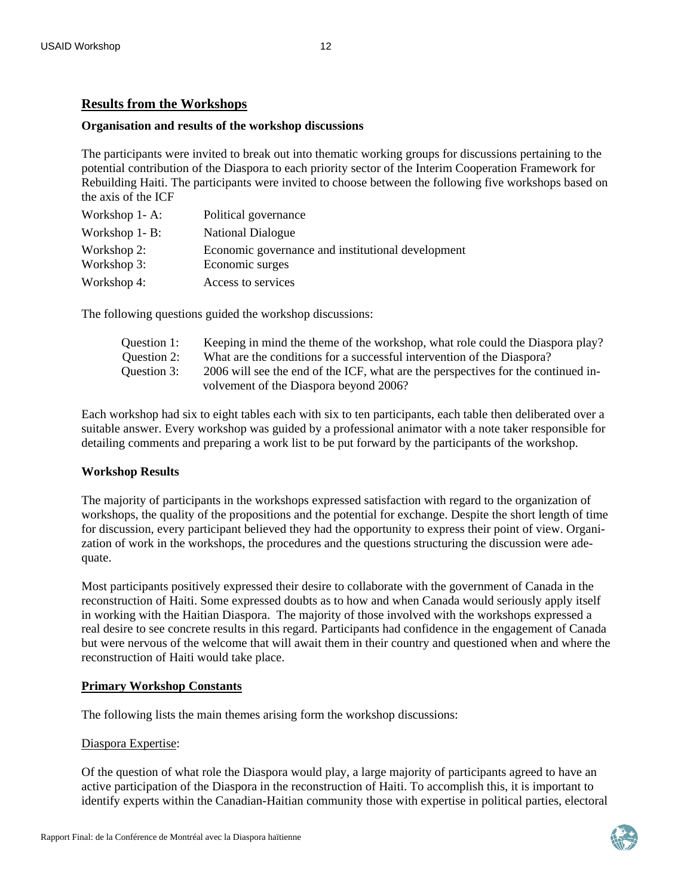## Results from the Workshops

### Organisation and results of the workshop discussions

The participants were invited to break out into thematic working groups for discussions pertaining to the potential contribution of the Diaspora to each priority sector of the Interim Cooperation Framework for Rebuilding Haiti. The participants were invited to choose between the following five workshops based on the axis of the ICF

| | |
|---|---|
| Workshop 1- A: | Political governance |
| Workshop 1- B: | National Dialogue |
| Workshop 2: | Economic governance and institutional development |
| Workshop 3: | Economic surges |
| Workshop 4: | Access to services |

The following questions guided the workshop discussions:

| | |
|---|---|
| Question 1: | Keeping in mind the theme of the workshop, what role could the Diaspora play? |
| Question 2: | What are the conditions for a successful intervention of the Diaspora? |
| Question 3: | 2006 will see the end of the ICF, what are the perspectives for the continued involvement of the Diaspora beyond 2006? |

Each workshop had six to eight tables each with six to ten participants, each table then deliberated over a suitable answer. Every workshop was guided by a professional animator with a note taker responsible for detailing comments and preparing a work list to be put forward by the participants of the workshop.

### Workshop Results

The majority of participants in the workshops expressed satisfaction with regard to the organization of workshops, the quality of the propositions and the potential for exchange. Despite the short length of time for discussion, every participant believed they had the opportunity to express their point of view. Organization of work in the workshops, the procedures and the questions structuring the discussion were adequate.

Most participants positively expressed their desire to collaborate with the government of Canada in the reconstruction of Haiti. Some expressed doubts as to how and when Canada would seriously apply itself in working with the Haitian Diaspora. The majority of those involved with the workshops expressed a real desire to see concrete results in this regard. Participants had confidence in the engagement of Canada but were nervous of the welcome that will await them in their country and questioned when and where the reconstruction of Haiti would take place.

## Primary Workshop Constants

The following lists the main themes arising form the workshop discussions:

Diaspora Expertise:

Of the question of what role the Diaspora would play, a large majority of participants agreed to have an active participation of the Diaspora in the reconstruction of Haiti. To accomplish this, it is important to identify experts within the Canadian-Haitian community those with expertise in political parties, electoral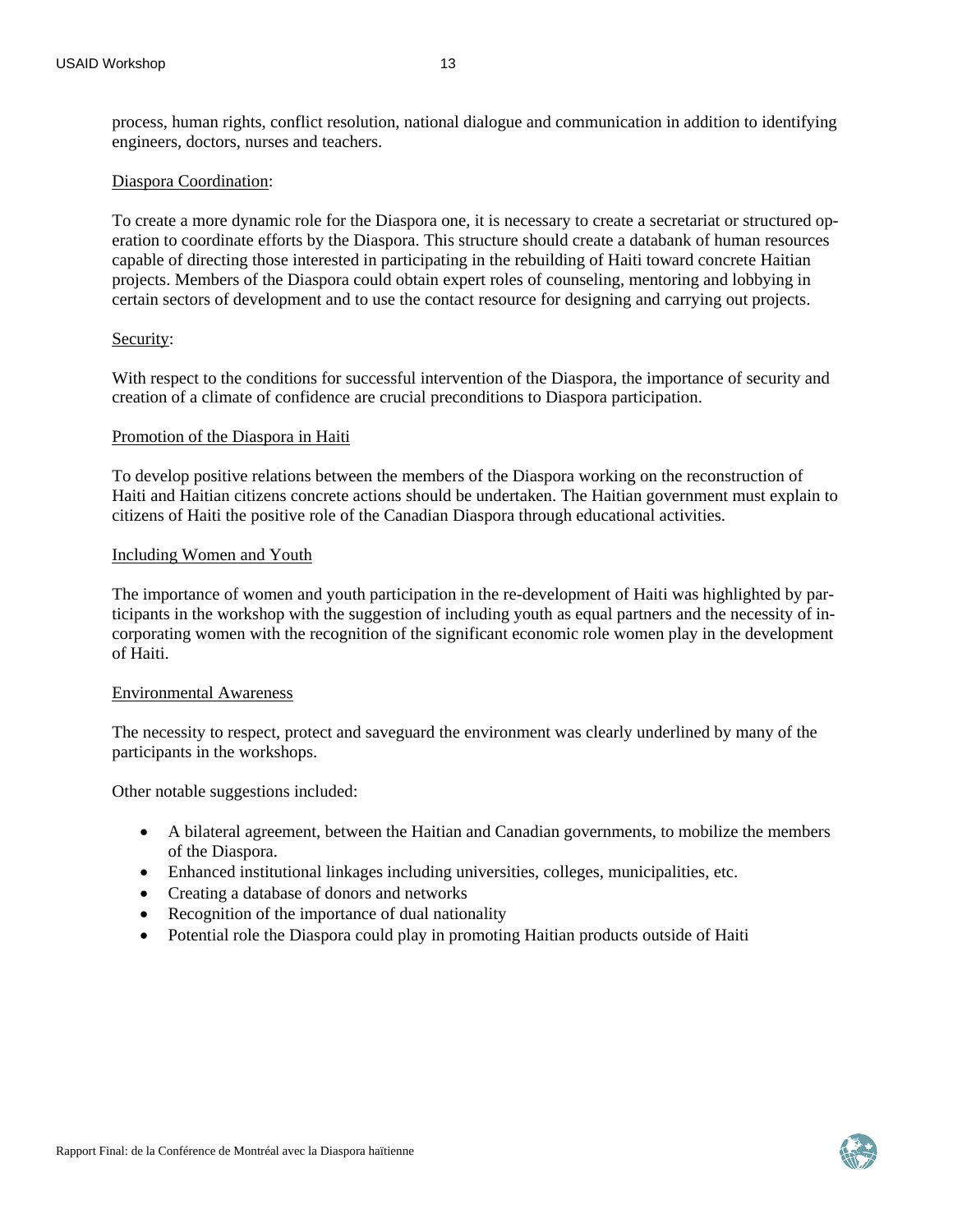process, human rights, conflict resolution, national dialogue and communication in addition to identifying engineers, doctors, nurses and teachers.

Diaspora Coordination:

To create a more dynamic role for the Diaspora one, it is necessary to create a secretariat or structured operation to coordinate efforts by the Diaspora. This structure should create a databank of human resources capable of directing those interested in participating in the rebuilding of Haiti toward concrete Haitian projects. Members of the Diaspora could obtain expert roles of counseling, mentoring and lobbying in certain sectors of development and to use the contact resource for designing and carrying out projects.

Security:

With respect to the conditions for successful intervention of the Diaspora, the importance of security and creation of a climate of confidence are crucial preconditions to Diaspora participation.

Promotion of the Diaspora in Haiti

To develop positive relations between the members of the Diaspora working on the reconstruction of Haiti and Haitian citizens concrete actions should be undertaken. The Haitian government must explain to citizens of Haiti the positive role of the Canadian Diaspora through educational activities.

Including Women and Youth

The importance of women and youth participation in the re-development of Haiti was highlighted by participants in the workshop with the suggestion of including youth as equal partners and the necessity of incorporating women with the recognition of the significant economic role women play in the development of Haiti.

Environmental Awareness

The necessity to respect, protect and saveguard the environment was clearly underlined by many of the participants in the workshops.

Other notable suggestions included:

- A bilateral agreement, between the Haitian and Canadian governments, to mobilize the members of the Diaspora.
- Enhanced institutional linkages including universities, colleges, municipalities, etc.
- Creating a database of donors and networks
- Recognition of the importance of dual nationality
- Potential role the Diaspora could play in promoting Haitian products outside of Haiti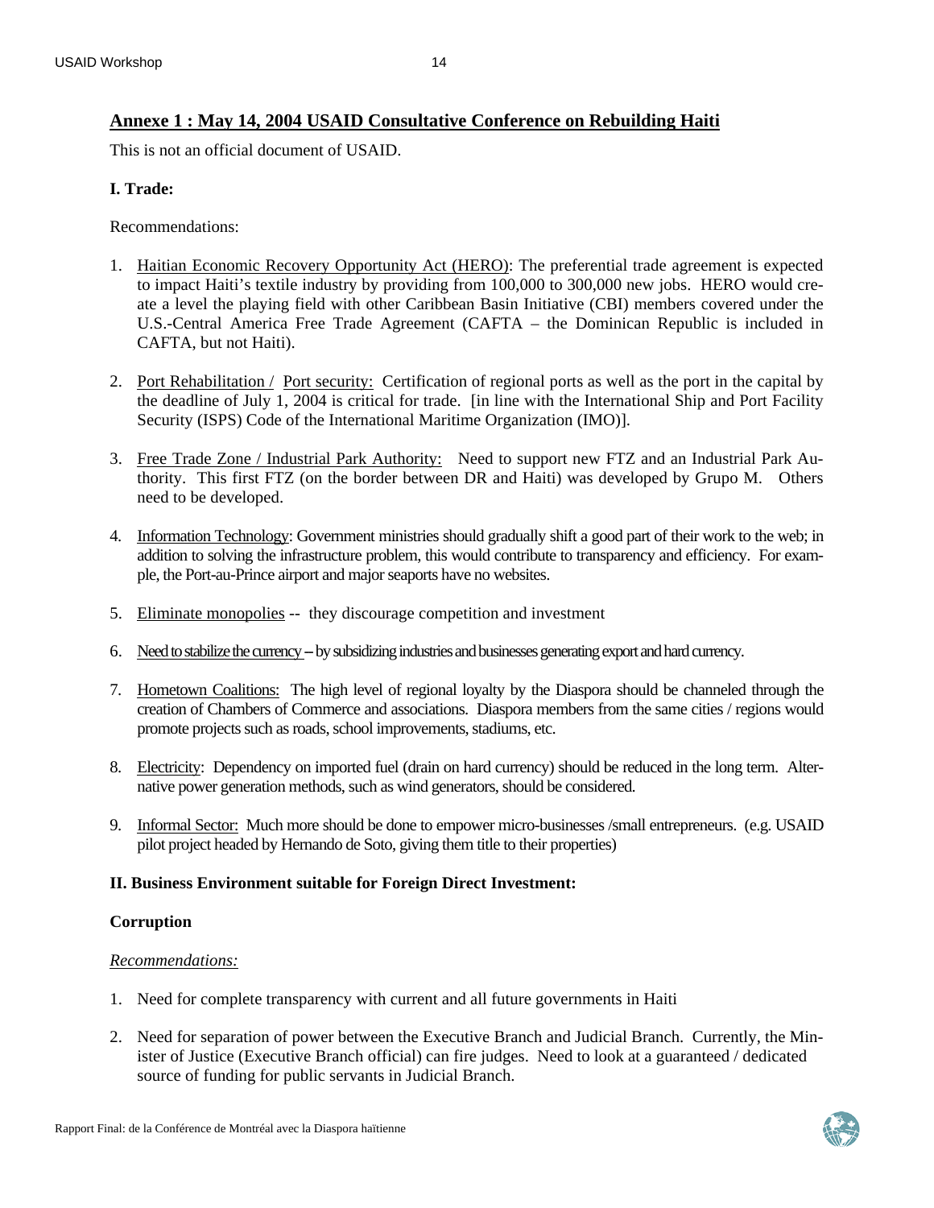## Annexe 1 : May 14, 2004 USAID Consultative Conference on Rebuilding Haiti

This is not an official document of USAID.

### I. Trade:

Recommendations:

1. Haitian Economic Recovery Opportunity Act (HERO): The preferential trade agreement is expected to impact Haiti's textile industry by providing from 100,000 to 300,000 new jobs. HERO would create a level the playing field with other Caribbean Basin Initiative (CBI) members covered under the U.S.-Central America Free Trade Agreement (CAFTA – the Dominican Republic is included in CAFTA, but not Haiti).

2. Port Rehabilitation / Port security: Certification of regional ports as well as the port in the capital by the deadline of July 1, 2004 is critical for trade. [in line with the International Ship and Port Facility Security (ISPS) Code of the International Maritime Organization (IMO)].

3. Free Trade Zone / Industrial Park Authority: Need to support new FTZ and an Industrial Park Authority. This first FTZ (on the border between DR and Haiti) was developed by Grupo M. Others need to be developed.

4. Information Technology: Government ministries should gradually shift a good part of their work to the web; in addition to solving the infrastructure problem, this would contribute to transparency and efficiency. For example, the Port-au-Prince airport and major seaports have no websites.

5. Eliminate monopolies -- they discourage competition and investment

6. Need to stabilize the currency – by subsidizing industries and businesses generating export and hard currency.

7. Hometown Coalitions: The high level of regional loyalty by the Diaspora should be channeled through the creation of Chambers of Commerce and associations. Diaspora members from the same cities / regions would promote projects such as roads, school improvements, stadiums, etc.

8. Electricity: Dependency on imported fuel (drain on hard currency) should be reduced in the long term. Alternative power generation methods, such as wind generators, should be considered.

9. Informal Sector: Much more should be done to empower micro-businesses /small entrepreneurs. (e.g. USAID pilot project headed by Hernando de Soto, giving them title to their properties)

### II. Business Environment suitable for Foreign Direct Investment:

**Corruption**

*Recommendations:*

1. Need for complete transparency with current and all future governments in Haiti

2. Need for separation of power between the Executive Branch and Judicial Branch. Currently, the Minister of Justice (Executive Branch official) can fire judges. Need to look at a guaranteed / dedicated source of funding for public servants in Judicial Branch.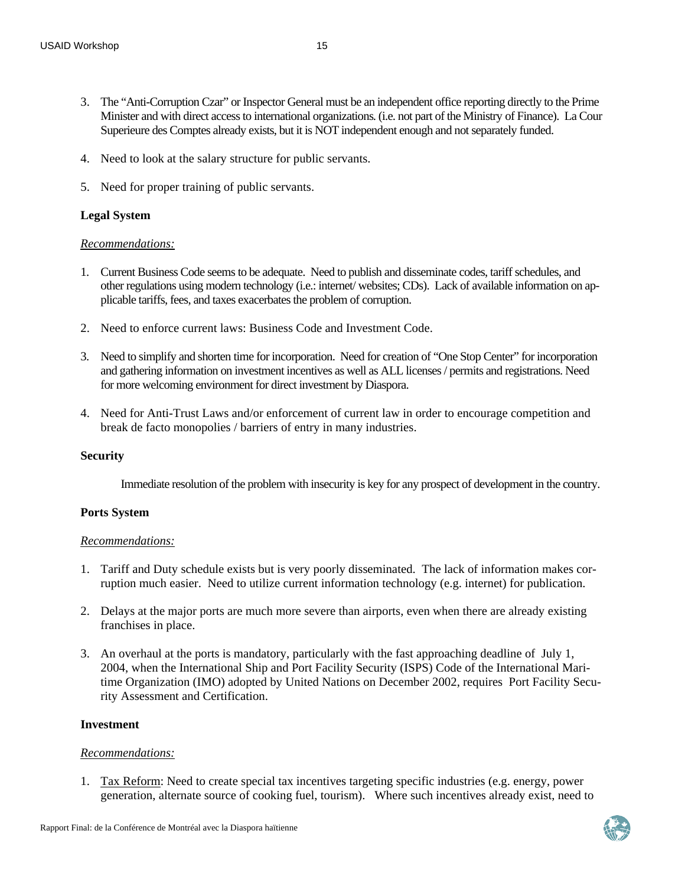3. The “Anti-Corruption Czar” or Inspector General must be an independent office reporting directly to the Prime Minister and with direct access to international organizations. (i.e. not part of the Ministry of Finance). La Cour Superieure des Comptes already exists, but it is NOT independent enough and not separately funded.

4. Need to look at the salary structure for public servants.

5. Need for proper training of public servants.

**Legal System**

*Recommendations:*

1. Current Business Code seems to be adequate. Need to publish and disseminate codes, tariff schedules, and other regulations using modern technology (i.e.: internet/ websites; CDs). Lack of available information on applicable tariffs, fees, and taxes exacerbates the problem of corruption.

2. Need to enforce current laws: Business Code and Investment Code.

3. Need to simplify and shorten time for incorporation. Need for creation of “One Stop Center” for incorporation and gathering information on investment incentives as well as ALL licenses / permits and registrations. Need for more welcoming environment for direct investment by Diaspora.

4. Need for Anti-Trust Laws and/or enforcement of current law in order to encourage competition and break de facto monopolies / barriers of entry in many industries.

**Security**

Immediate resolution of the problem with insecurity is key for any prospect of development in the country.

**Ports System**

*Recommendations:*

1. Tariff and Duty schedule exists but is very poorly disseminated. The lack of information makes corruption much easier. Need to utilize current information technology (e.g. internet) for publication.

2. Delays at the major ports are much more severe than airports, even when there are already existing franchises in place.

3. An overhaul at the ports is mandatory, particularly with the fast approaching deadline of July 1, 2004, when the International Ship and Port Facility Security (ISPS) Code of the International Maritime Organization (IMO) adopted by United Nations on December 2002, requires Port Facility Security Assessment and Certification.

**Investment**

*Recommendations:*

1. Tax Reform: Need to create special tax incentives targeting specific industries (e.g. energy, power generation, alternate source of cooking fuel, tourism). Where such incentives already exist, need to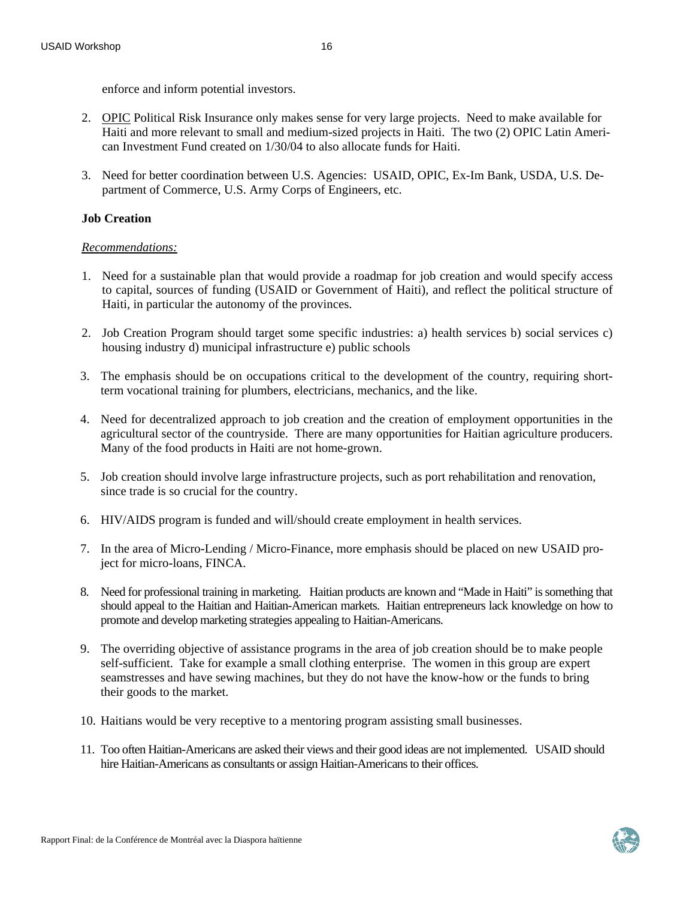enforce and inform potential investors.

2. OPIC Political Risk Insurance only makes sense for very large projects. Need to make available for Haiti and more relevant to small and medium-sized projects in Haiti. The two (2) OPIC Latin American Investment Fund created on 1/30/04 to also allocate funds for Haiti.

3. Need for better coordination between U.S. Agencies: USAID, OPIC, Ex-Im Bank, USDA, U.S. Department of Commerce, U.S. Army Corps of Engineers, etc.

**Job Creation**

*Recommendations:*

1. Need for a sustainable plan that would provide a roadmap for job creation and would specify access to capital, sources of funding (USAID or Government of Haiti), and reflect the political structure of Haiti, in particular the autonomy of the provinces.

2. Job Creation Program should target some specific industries: a) health services b) social services c) housing industry d) municipal infrastructure e) public schools

3. The emphasis should be on occupations critical to the development of the country, requiring short-term vocational training for plumbers, electricians, mechanics, and the like.

4. Need for decentralized approach to job creation and the creation of employment opportunities in the agricultural sector of the countryside. There are many opportunities for Haitian agriculture producers. Many of the food products in Haiti are not home-grown.

5. Job creation should involve large infrastructure projects, such as port rehabilitation and renovation, since trade is so crucial for the country.

6. HIV/AIDS program is funded and will/should create employment in health services.

7. In the area of Micro-Lending / Micro-Finance, more emphasis should be placed on new USAID project for micro-loans, FINCA.

8. Need for professional training in marketing. Haitian products are known and "Made in Haiti" is something that should appeal to the Haitian and Haitian-American markets. Haitian entrepreneurs lack knowledge on how to promote and develop marketing strategies appealing to Haitian-Americans.

9. The overriding objective of assistance programs in the area of job creation should be to make people self-sufficient. Take for example a small clothing enterprise. The women in this group are expert seamstresses and have sewing machines, but they do not have the know-how or the funds to bring their goods to the market.

10. Haitians would be very receptive to a mentoring program assisting small businesses.

11. Too often Haitian-Americans are asked their views and their good ideas are not implemented. USAID should hire Haitian-Americans as consultants or assign Haitian-Americans to their offices.